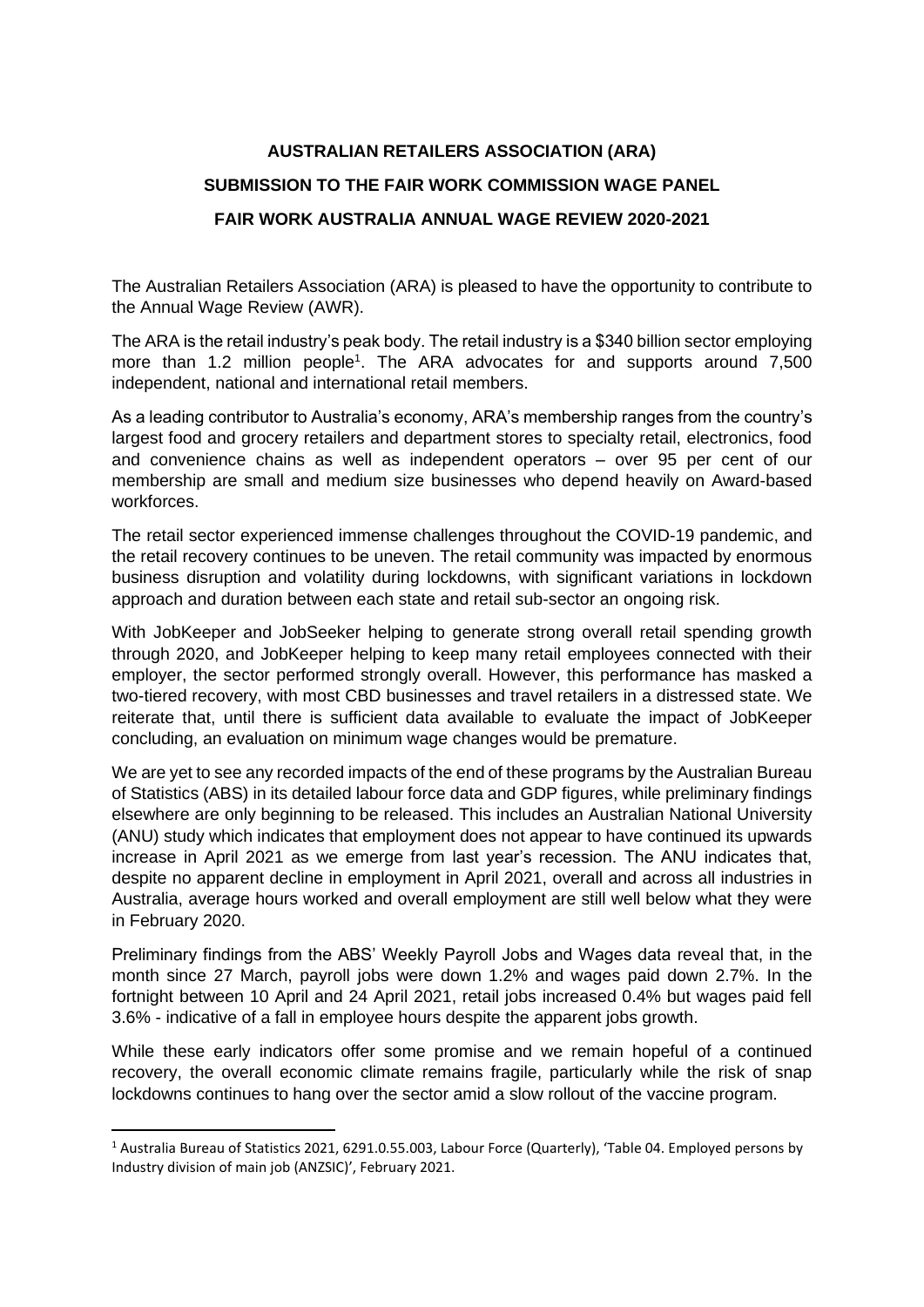**AUSTRALIAN RETAILERS ASSOCIATION (ARA)**

**SUBMISSION TO THE FAIR WORK COMMISSION WAGE PANEL**

**FAIR WORK AUSTRALIA ANNUAL WAGE REVIEW 2020-2021**

The Australian Retailers Association (ARA) is pleased to have the opportunity to contribute to the Annual Wage Review (AWR).

The ARA is the retail industry's peak body. The retail industry is a $340 billion sector employing more than 1.2 million people[1]. The ARA advocates for and supports around 7,500 independent, national and international retail members.

As a leading contributor to Australia's economy, ARA's membership ranges from the country's largest food and grocery retailers and department stores to specialty retail, electronics, food and convenience chains as well as independent operators – over 95 per cent of our membership are small and medium size businesses who depend heavily on Award-based workforces.

The retail sector experienced immense challenges throughout the COVID-19 pandemic, and the retail recovery continues to be uneven. The retail community was impacted by enormous business disruption and volatility during lockdowns, with significant variations in lockdown approach and duration between each state and retail sub-sector an ongoing risk.

With JobKeeper and JobSeeker helping to generate strong overall retail spending growth through 2020, and JobKeeper helping to keep many retail employees connected with their employer, the sector performed strongly overall. However, this performance has masked a two-tiered recovery, with most CBD businesses and travel retailers in a distressed state. We reiterate that, until there is sufficient data available to evaluate the impact of JobKeeper concluding, an evaluation on minimum wage changes would be premature.

We are yet to see any recorded impacts of the end of these programs by the Australian Bureau of Statistics (ABS) in its detailed labour force data and GDP figures, while preliminary findings elsewhere are only beginning to be released. This includes an Australian National University (ANU) study which indicates that employment does not appear to have continued its upwards increase in April 2021 as we emerge from last year's recession. The ANU indicates that, despite no apparent decline in employment in April 2021, overall and across all industries in Australia, average hours worked and overall employment are still well below what they were in February 2020.

Preliminary findings from the ABS' Weekly Payroll Jobs and Wages data reveal that, in the month since 27 March, payroll jobs were down 1.2% and wages paid down 2.7%. In the fortnight between 10 April and 24 April 2021, retail jobs increased 0.4% but wages paid fell 3.6% - indicative of a fall in employee hours despite the apparent jobs growth.

While these early indicators offer some promise and we remain hopeful of a continued recovery, the overall economic climate remains fragile, particularly while the risk of snap lockdowns continues to hang over the sector amid a slow rollout of the vaccine program.

[1] Australia Bureau of Statistics 2021, 6291.0.55.003, Labour Force (Quarterly), 'Table 04. Employed persons by Industry division of main job (ANZSIC)', February 2021.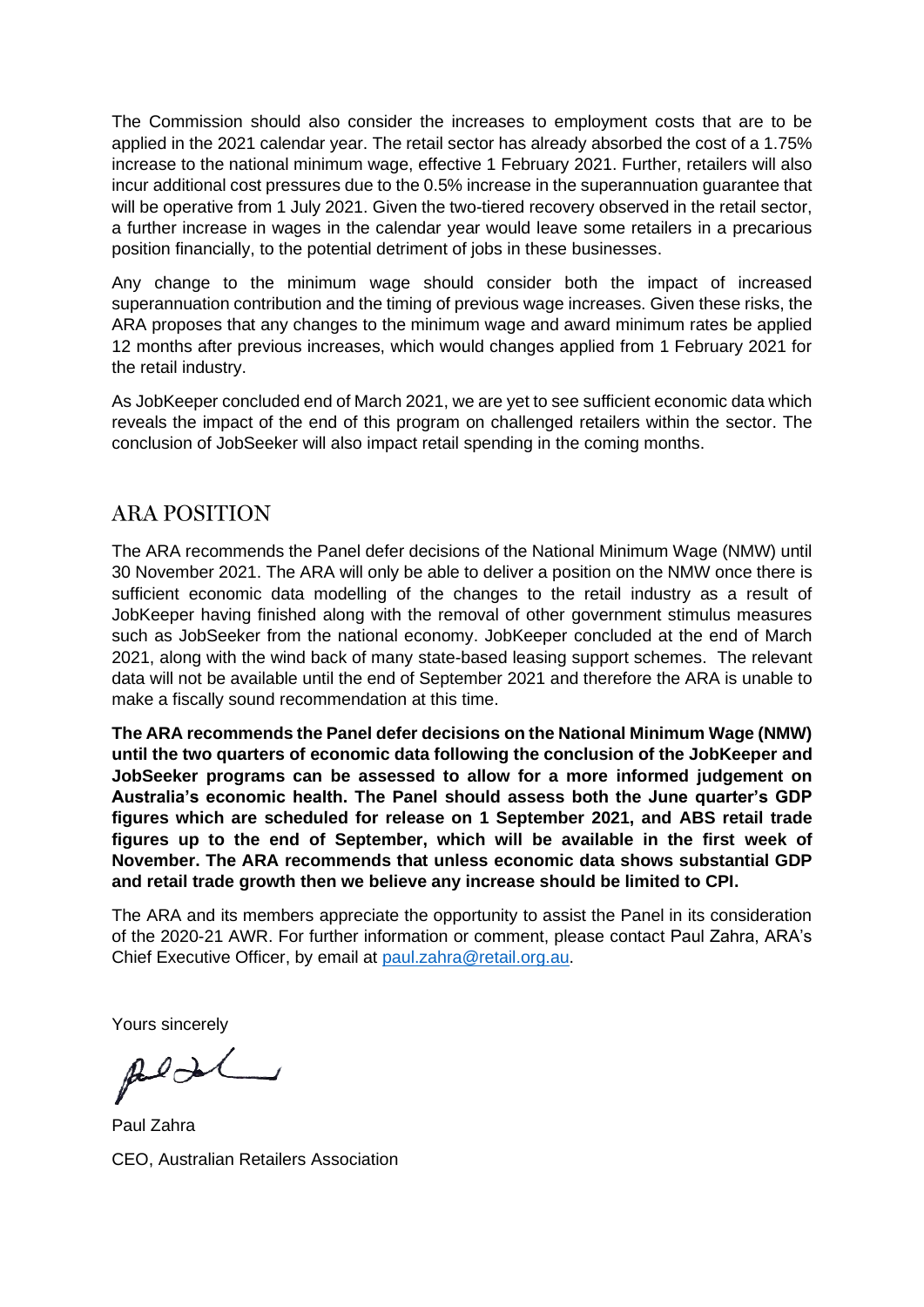The Commission should also consider the increases to employment costs that are to be applied in the 2021 calendar year. The retail sector has already absorbed the cost of a 1.75% increase to the national minimum wage, effective 1 February 2021. Further, retailers will also incur additional cost pressures due to the 0.5% increase in the superannuation guarantee that will be operative from 1 July 2021. Given the two-tiered recovery observed in the retail sector, a further increase in wages in the calendar year would leave some retailers in a precarious position financially, to the potential detriment of jobs in these businesses.

Any change to the minimum wage should consider both the impact of increased superannuation contribution and the timing of previous wage increases. Given these risks, the ARA proposes that any changes to the minimum wage and award minimum rates be applied 12 months after previous increases, which would changes applied from 1 February 2021 for the retail industry.

As JobKeeper concluded end of March 2021, we are yet to see sufficient economic data which reveals the impact of the end of this program on challenged retailers within the sector. The conclusion of JobSeeker will also impact retail spending in the coming months.

## ARA POSITION

The ARA recommends the Panel defer decisions of the National Minimum Wage (NMW) until 30 November 2021. The ARA will only be able to deliver a position on the NMW once there is sufficient economic data modelling of the changes to the retail industry as a result of JobKeeper having finished along with the removal of other government stimulus measures such as JobSeeker from the national economy. JobKeeper concluded at the end of March 2021, along with the wind back of many state-based leasing support schemes. The relevant data will not be available until the end of September 2021 and therefore the ARA is unable to make a fiscally sound recommendation at this time.

**The ARA recommends the Panel defer decisions on the National Minimum Wage (NMW) until the two quarters of economic data following the conclusion of the JobKeeper and JobSeeker programs can be assessed to allow for a more informed judgement on Australia's economic health. The Panel should assess both the June quarter's GDP figures which are scheduled for release on 1 September 2021, and ABS retail trade figures up to the end of September, which will be available in the first week of November. The ARA recommends that unless economic data shows substantial GDP and retail trade growth then we believe any increase should be limited to CPI.**

The ARA and its members appreciate the opportunity to assist the Panel in its consideration of the 2020-21 AWR. For further information or comment, please contact Paul Zahra, ARA's Chief Executive Officer, by email at paul.zahra@retail.org.au.

Yours sincerely

Paul Zahra

CEO, Australian Retailers Association